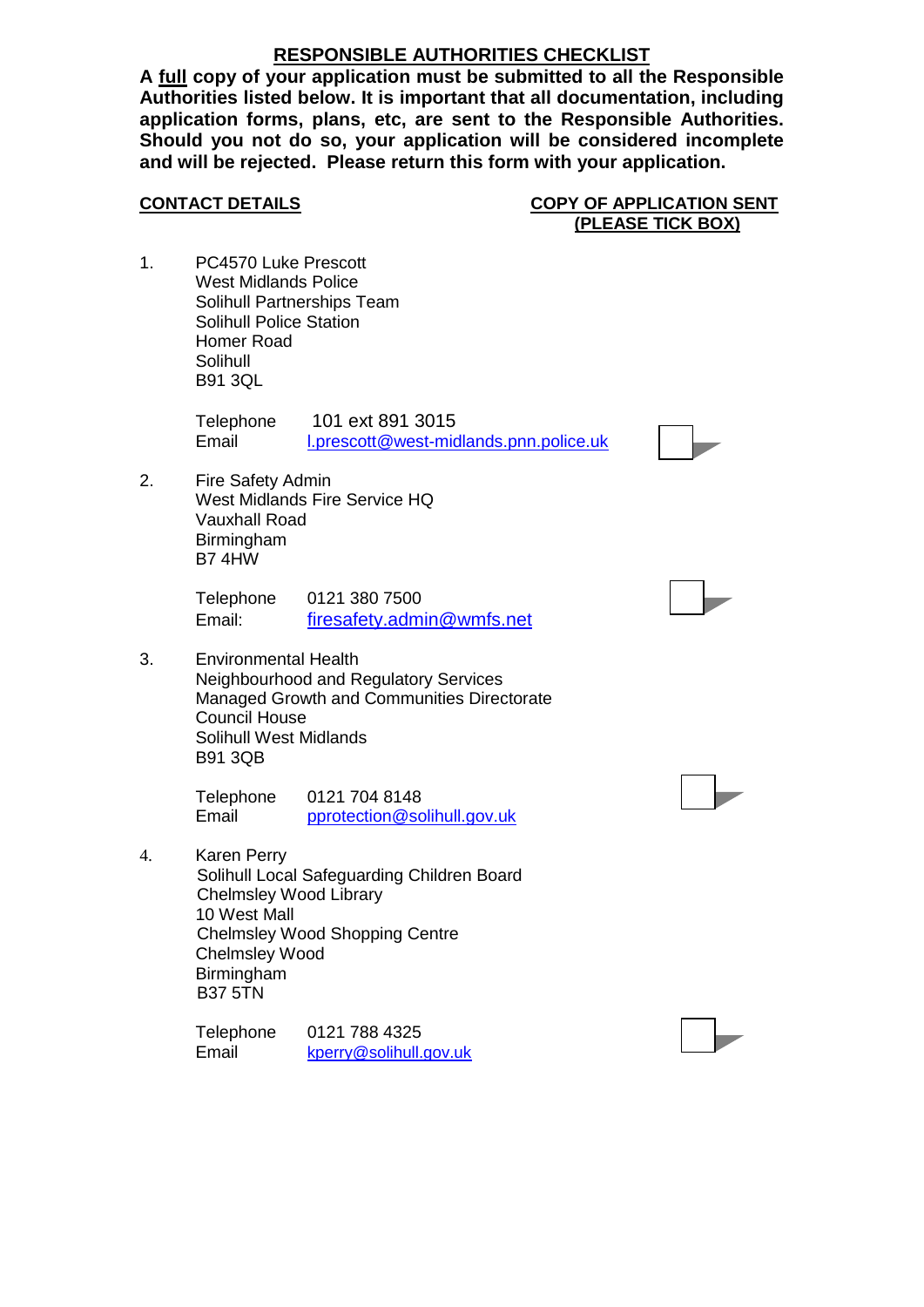## RESPONSIBLE AUTHORITIES CHECKLIST

**A full copy of your application must be submitted to all the Responsible Authorities listed below. It is important that all documentation, including application forms, plans, etc, are sent to the Responsible Authorities. Should you not do so, your application will be considered incomplete and will be rejected. Please return this form with your application.**

| **CONTACT DETAILS** | **COPY OF APPLICATION SENT (PLEASE TICK BOX)** |
|---|---|
| 1. PC4570 Luke Prescott<br>West Midlands Police<br>Solihull Partnerships Team<br>Solihull Police Station<br>Homer Road<br>Solihull<br>B91 3QL<br><br>Telephone 101 ext 891 3015<br>Email l.prescott@west-midlands.pnn.police.uk | ☐ |
| 2. Fire Safety Admin<br>West Midlands Fire Service HQ<br>Vauxhall Road<br>Birmingham<br>B7 4HW<br><br>Telephone 0121 380 7500<br>Email: firesafety.admin@wmfs.net | ☐ |
| 3. Environmental Health<br>Neighbourhood and Regulatory Services<br>Managed Growth and Communities Directorate<br>Council House<br>Solihull West Midlands<br>B91 3QB<br><br>Telephone 0121 704 8148<br>Email pprotection@solihull.gov.uk | ☐ |
| 4. Karen Perry<br>Solihull Local Safeguarding Children Board<br>Chelmsley Wood Library<br>10 West Mall<br>Chelmsley Wood Shopping Centre<br>Chelmsley Wood<br>Birmingham<br>B37 5TN<br><br>Telephone 0121 788 4325<br>Email kperry@solihull.gov.uk | ☐ |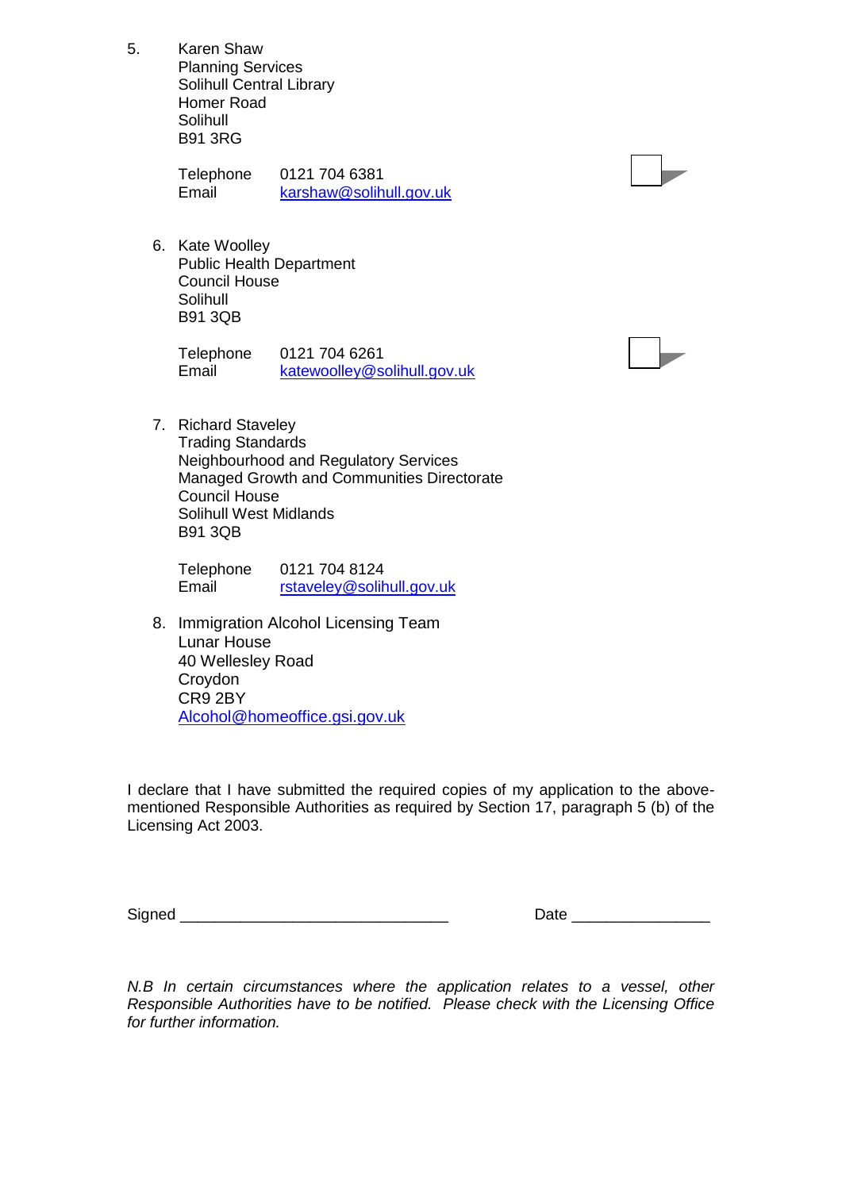5. Karen Shaw
   Planning Services
   Solihull Central Library
   Homer Road
   Solihull
   B91 3RG

   Telephone 0121 704 6381
   Email karshaw@solihull.gov.uk

6. Kate Woolley
   Public Health Department
   Council House
   Solihull
   B91 3QB

   Telephone 0121 704 6261
   Email katewoolley@solihull.gov.uk

7. Richard Staveley
   Trading Standards
   Neighbourhood and Regulatory Services
   Managed Growth and Communities Directorate
   Council House
   Solihull West Midlands
   B91 3QB

   Telephone 0121 704 8124
   Email rstaveley@solihull.gov.uk

8. Immigration Alcohol Licensing Team
   Lunar House
   40 Wellesley Road
   Croydon
   CR9 2BY
   Alcohol@homeoffice.gsi.gov.uk

I declare that I have submitted the required copies of my application to the above-mentioned Responsible Authorities as required by Section 17, paragraph 5 (b) of the Licensing Act 2003.

Signed ______________________________ Date _______________

*N.B In certain circumstances where the application relates to a vessel, other Responsible Authorities have to be notified. Please check with the Licensing Office for further information.*